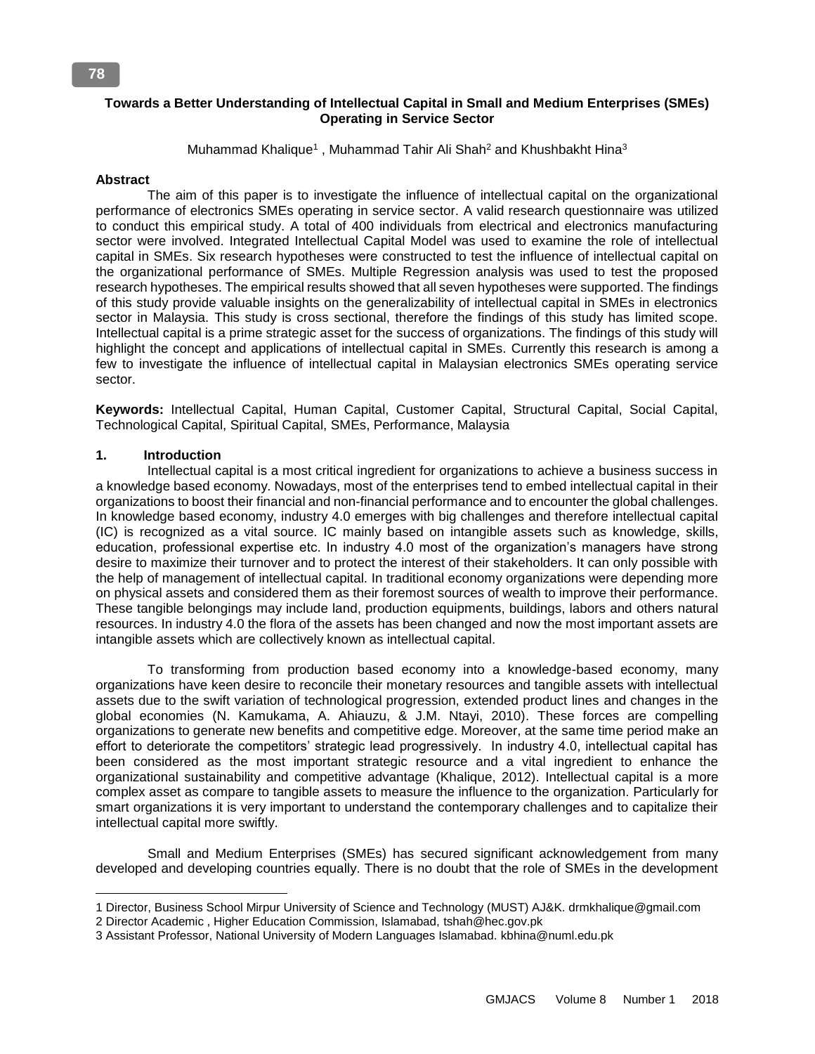**Towards a Better Understanding of Intellectual Capital in Small and Medium Enterprises (SMEs) Operating in Service Sector**

Muhammad Khalique[1] , Muhammad Tahir Ali Shah[2] and Khushbakht Hina[3]

**Abstract**

The aim of this paper is to investigate the influence of intellectual capital on the organizational performance of electronics SMEs operating in service sector. A valid research questionnaire was utilized to conduct this empirical study. A total of 400 individuals from electrical and electronics manufacturing sector were involved. Integrated Intellectual Capital Model was used to examine the role of intellectual capital in SMEs. Six research hypotheses were constructed to test the influence of intellectual capital on the organizational performance of SMEs. Multiple Regression analysis was used to test the proposed research hypotheses. The empirical results showed that all seven hypotheses were supported. The findings of this study provide valuable insights on the generalizability of intellectual capital in SMEs in electronics sector in Malaysia. This study is cross sectional, therefore the findings of this study has limited scope. Intellectual capital is a prime strategic asset for the success of organizations. The findings of this study will highlight the concept and applications of intellectual capital in SMEs. Currently this research is among a few to investigate the influence of intellectual capital in Malaysian electronics SMEs operating service sector.

**Keywords:** Intellectual Capital, Human Capital, Customer Capital, Structural Capital, Social Capital, Technological Capital, Spiritual Capital, SMEs, Performance, Malaysia

## 1. Introduction

Intellectual capital is a most critical ingredient for organizations to achieve a business success in a knowledge based economy. Nowadays, most of the enterprises tend to embed intellectual capital in their organizations to boost their financial and non-financial performance and to encounter the global challenges. In knowledge based economy, industry 4.0 emerges with big challenges and therefore intellectual capital (IC) is recognized as a vital source. IC mainly based on intangible assets such as knowledge, skills, education, professional expertise etc. In industry 4.0 most of the organization's managers have strong desire to maximize their turnover and to protect the interest of their stakeholders. It can only possible with the help of management of intellectual capital. In traditional economy organizations were depending more on physical assets and considered them as their foremost sources of wealth to improve their performance. These tangible belongings may include land, production equipments, buildings, labors and others natural resources. In industry 4.0 the flora of the assets has been changed and now the most important assets are intangible assets which are collectively known as intellectual capital.

To transforming from production based economy into a knowledge-based economy, many organizations have keen desire to reconcile their monetary resources and tangible assets with intellectual assets due to the swift variation of technological progression, extended product lines and changes in the global economies (N. Kamukama, A. Ahiauzu, & J.M. Ntayi, 2010). These forces are compelling organizations to generate new benefits and competitive edge. Moreover, at the same time period make an effort to deteriorate the competitors' strategic lead progressively. In industry 4.0, intellectual capital has been considered as the most important strategic resource and a vital ingredient to enhance the organizational sustainability and competitive advantage (Khalique, 2012). Intellectual capital is a more complex asset as compare to tangible assets to measure the influence to the organization. Particularly for smart organizations it is very important to understand the contemporary challenges and to capitalize their intellectual capital more swiftly.

Small and Medium Enterprises (SMEs) has secured significant acknowledgement from many developed and developing countries equally. There is no doubt that the role of SMEs in the development

---

1 Director, Business School Mirpur University of Science and Technology (MUST) AJ&K. drmkhalique@gmail.com

2 Director Academic , Higher Education Commission, Islamabad, tshah@hec.gov.pk

3 Assistant Professor, National University of Modern Languages Islamabad. kbhina@numl.edu.pk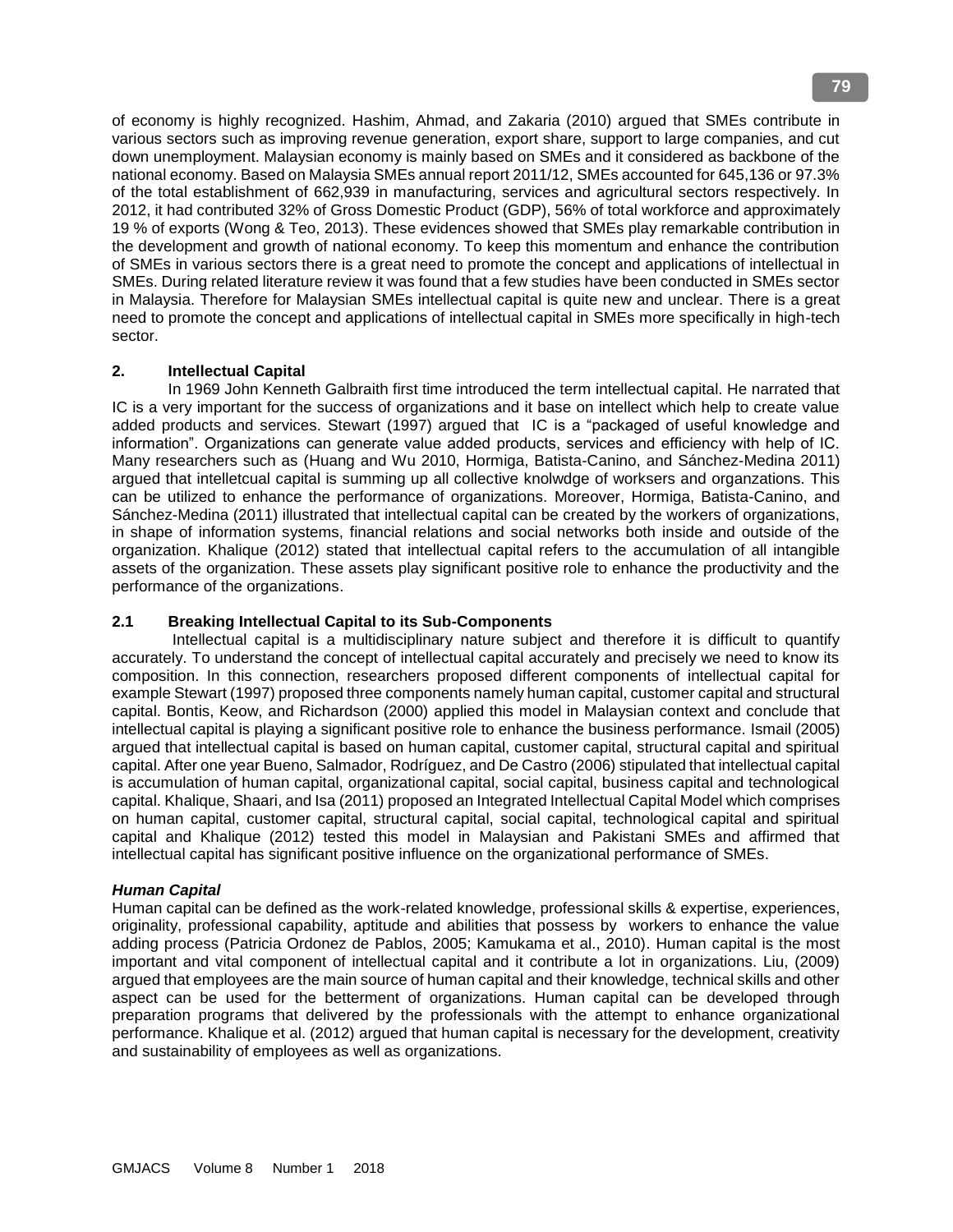of economy is highly recognized. Hashim, Ahmad, and Zakaria (2010) argued that SMEs contribute in various sectors such as improving revenue generation, export share, support to large companies, and cut down unemployment. Malaysian economy is mainly based on SMEs and it considered as backbone of the national economy. Based on Malaysia SMEs annual report 2011/12, SMEs accounted for 645,136 or 97.3% of the total establishment of 662,939 in manufacturing, services and agricultural sectors respectively. In 2012, it had contributed 32% of Gross Domestic Product (GDP), 56% of total workforce and approximately 19 % of exports (Wong & Teo, 2013). These evidences showed that SMEs play remarkable contribution in the development and growth of national economy. To keep this momentum and enhance the contribution of SMEs in various sectors there is a great need to promote the concept and applications of intellectual in SMEs. During related literature review it was found that a few studies have been conducted in SMEs sector in Malaysia. Therefore for Malaysian SMEs intellectual capital is quite new and unclear. There is a great need to promote the concept and applications of intellectual capital in SMEs more specifically in high-tech sector.

## 2. Intellectual Capital

In 1969 John Kenneth Galbraith first time introduced the term intellectual capital. He narrated that IC is a very important for the success of organizations and it base on intellect which help to create value added products and services. Stewart (1997) argued that IC is a "packaged of useful knowledge and information". Organizations can generate value added products, services and efficiency with help of IC. Many researchers such as (Huang and Wu 2010, Hormiga, Batista-Canino, and Sánchez-Medina 2011) argued that intelletcual capital is summing up all collective knolwdge of worksers and organzations. This can be utilized to enhance the performance of organizations. Moreover, Hormiga, Batista-Canino, and Sánchez-Medina (2011) illustrated that intellectual capital can be created by the workers of organizations, in shape of information systems, financial relations and social networks both inside and outside of the organization. Khalique (2012) stated that intellectual capital refers to the accumulation of all intangible assets of the organization. These assets play significant positive role to enhance the productivity and the performance of the organizations.

### 2.1 Breaking Intellectual Capital to its Sub-Components

Intellectual capital is a multidisciplinary nature subject and therefore it is difficult to quantify accurately. To understand the concept of intellectual capital accurately and precisely we need to know its composition. In this connection, researchers proposed different components of intellectual capital for example Stewart (1997) proposed three components namely human capital, customer capital and structural capital. Bontis, Keow, and Richardson (2000) applied this model in Malaysian context and conclude that intellectual capital is playing a significant positive role to enhance the business performance. Ismail (2005) argued that intellectual capital is based on human capital, customer capital, structural capital and spiritual capital. After one year Bueno, Salmador, Rodríguez, and De Castro (2006) stipulated that intellectual capital is accumulation of human capital, organizational capital, social capital, business capital and technological capital. Khalique, Shaari, and Isa (2011) proposed an Integrated Intellectual Capital Model which comprises on human capital, customer capital, structural capital, social capital, technological capital and spiritual capital and Khalique (2012) tested this model in Malaysian and Pakistani SMEs and affirmed that intellectual capital has significant positive influence on the organizational performance of SMEs.

#### ***Human Capital***

Human capital can be defined as the work-related knowledge, professional skills & expertise, experiences, originality, professional capability, aptitude and abilities that possess by workers to enhance the value adding process (Patricia Ordonez de Pablos, 2005; Kamukama et al., 2010). Human capital is the most important and vital component of intellectual capital and it contribute a lot in organizations. Liu, (2009) argued that employees are the main source of human capital and their knowledge, technical skills and other aspect can be used for the betterment of organizations. Human capital can be developed through preparation programs that delivered by the professionals with the attempt to enhance organizational performance. Khalique et al. (2012) argued that human capital is necessary for the development, creativity and sustainability of employees as well as organizations.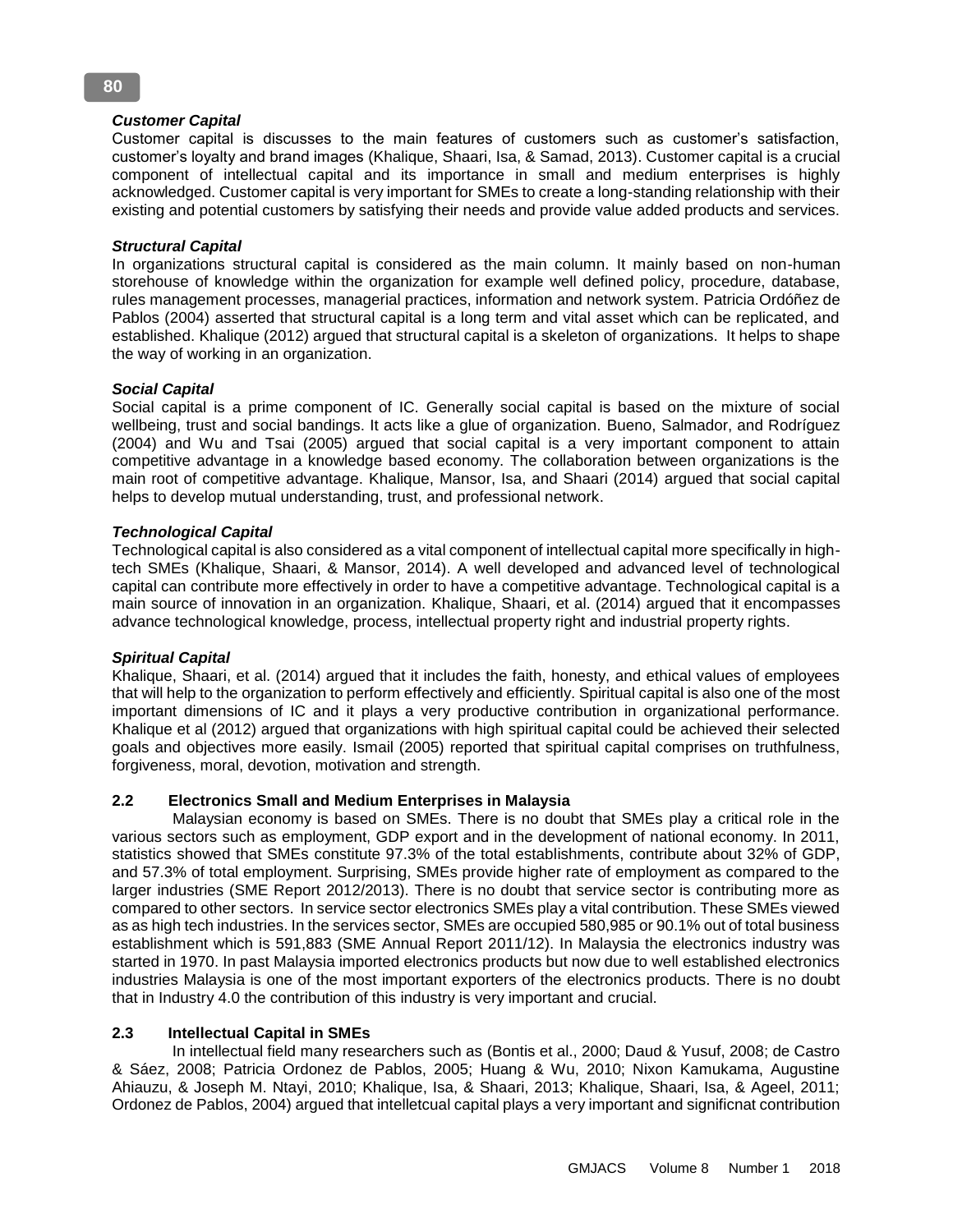***Customer Capital***

Customer capital is discusses to the main features of customers such as customer's satisfaction, customer's loyalty and brand images (Khalique, Shaari, Isa, & Samad, 2013). Customer capital is a crucial component of intellectual capital and its importance in small and medium enterprises is highly acknowledged. Customer capital is very important for SMEs to create a long-standing relationship with their existing and potential customers by satisfying their needs and provide value added products and services.

***Structural Capital***

In organizations structural capital is considered as the main column. It mainly based on non-human storehouse of knowledge within the organization for example well defined policy, procedure, database, rules management processes, managerial practices, information and network system. Patricia Ordóñez de Pablos (2004) asserted that structural capital is a long term and vital asset which can be replicated, and established. Khalique (2012) argued that structural capital is a skeleton of organizations. It helps to shape the way of working in an organization.

***Social Capital***

Social capital is a prime component of IC. Generally social capital is based on the mixture of social wellbeing, trust and social bandings. It acts like a glue of organization. Bueno, Salmador, and Rodríguez (2004) and Wu and Tsai (2005) argued that social capital is a very important component to attain competitive advantage in a knowledge based economy. The collaboration between organizations is the main root of competitive advantage. Khalique, Mansor, Isa, and Shaari (2014) argued that social capital helps to develop mutual understanding, trust, and professional network.

***Technological Capital***

Technological capital is also considered as a vital component of intellectual capital more specifically in high-tech SMEs (Khalique, Shaari, & Mansor, 2014). A well developed and advanced level of technological capital can contribute more effectively in order to have a competitive advantage. Technological capital is a main source of innovation in an organization. Khalique, Shaari, et al. (2014) argued that it encompasses advance technological knowledge, process, intellectual property right and industrial property rights.

***Spiritual Capital***

Khalique, Shaari, et al. (2014) argued that it includes the faith, honesty, and ethical values of employees that will help to the organization to perform effectively and efficiently. Spiritual capital is also one of the most important dimensions of IC and it plays a very productive contribution in organizational performance. Khalique et al (2012) argued that organizations with high spiritual capital could be achieved their selected goals and objectives more easily. Ismail (2005) reported that spiritual capital comprises on truthfulness, forgiveness, moral, devotion, motivation and strength.

## 2.2 Electronics Small and Medium Enterprises in Malaysia

Malaysian economy is based on SMEs. There is no doubt that SMEs play a critical role in the various sectors such as employment, GDP export and in the development of national economy. In 2011, statistics showed that SMEs constitute 97.3% of the total establishments, contribute about 32% of GDP, and 57.3% of total employment. Surprising, SMEs provide higher rate of employment as compared to the larger industries (SME Report 2012/2013). There is no doubt that service sector is contributing more as compared to other sectors. In service sector electronics SMEs play a vital contribution. These SMEs viewed as as high tech industries. In the services sector, SMEs are occupied 580,985 or 90.1% out of total business establishment which is 591,883 (SME Annual Report 2011/12). In Malaysia the electronics industry was started in 1970. In past Malaysia imported electronics products but now due to well established electronics industries Malaysia is one of the most important exporters of the electronics products. There is no doubt that in Industry 4.0 the contribution of this industry is very important and crucial.

## 2.3 Intellectual Capital in SMEs

In intellectual field many researchers such as (Bontis et al., 2000; Daud & Yusuf, 2008; de Castro & Sáez, 2008; Patricia Ordonez de Pablos, 2005; Huang & Wu, 2010; Nixon Kamukama, Augustine Ahiauzu, & Joseph M. Ntayi, 2010; Khalique, Isa, & Shaari, 2013; Khalique, Shaari, Isa, & Ageel, 2011; Ordonez de Pablos, 2004) argued that intelletcual capital plays a very important and significnat contribution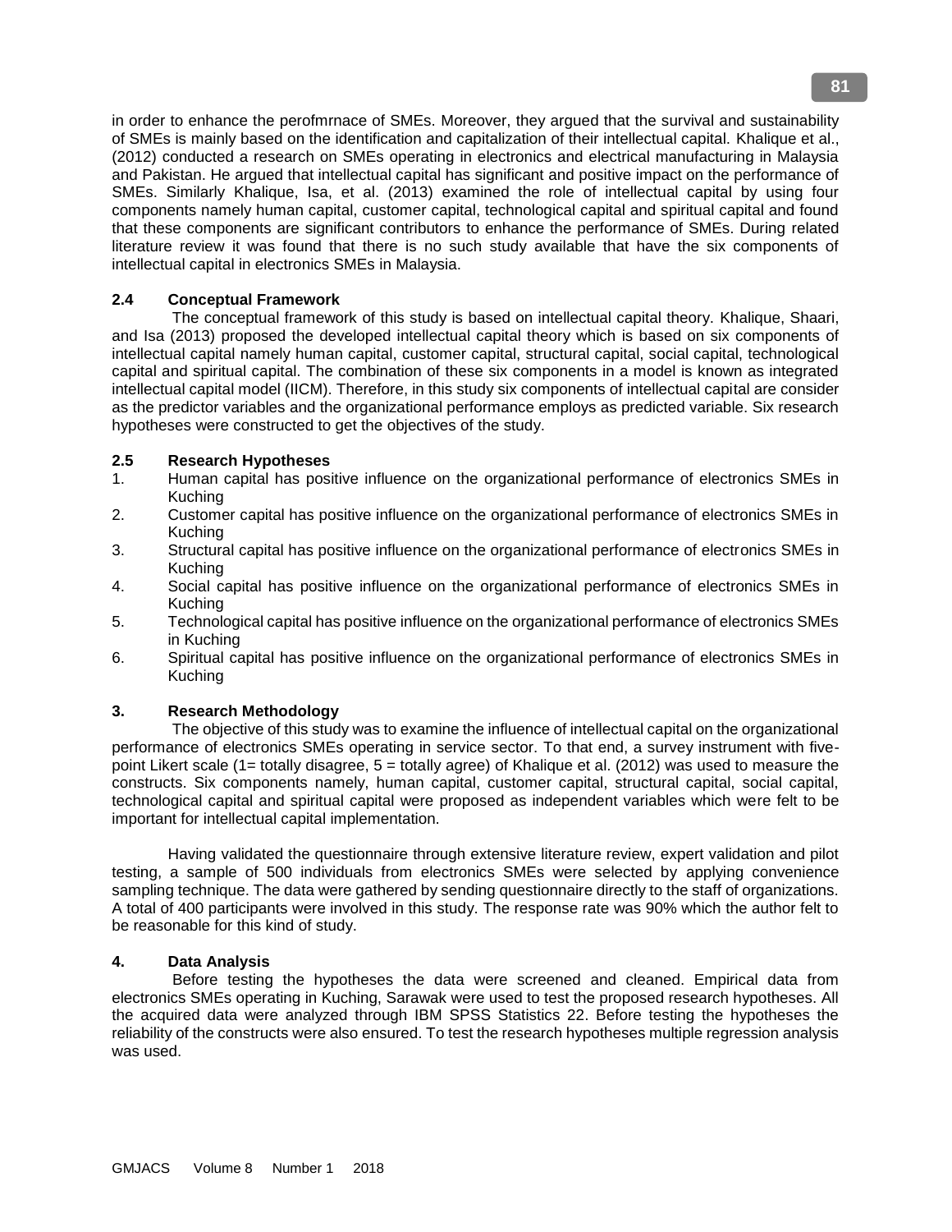in order to enhance the perofmrnace of SMEs. Moreover, they argued that the survival and sustainability of SMEs is mainly based on the identification and capitalization of their intellectual capital. Khalique et al., (2012) conducted a research on SMEs operating in electronics and electrical manufacturing in Malaysia and Pakistan. He argued that intellectual capital has significant and positive impact on the performance of SMEs. Similarly Khalique, Isa, et al. (2013) examined the role of intellectual capital by using four components namely human capital, customer capital, technological capital and spiritual capital and found that these components are significant contributors to enhance the performance of SMEs. During related literature review it was found that there is no such study available that have the six components of intellectual capital in electronics SMEs in Malaysia.

### 2.4 Conceptual Framework

The conceptual framework of this study is based on intellectual capital theory. Khalique, Shaari, and Isa (2013) proposed the developed intellectual capital theory which is based on six components of intellectual capital namely human capital, customer capital, structural capital, social capital, technological capital and spiritual capital. The combination of these six components in a model is known as integrated intellectual capital model (IICM). Therefore, in this study six components of intellectual capital are consider as the predictor variables and the organizational performance employs as predicted variable. Six research hypotheses were constructed to get the objectives of the study.

### 2.5 Research Hypotheses

1. Human capital has positive influence on the organizational performance of electronics SMEs in Kuching
2. Customer capital has positive influence on the organizational performance of electronics SMEs in Kuching
3. Structural capital has positive influence on the organizational performance of electronics SMEs in Kuching
4. Social capital has positive influence on the organizational performance of electronics SMEs in Kuching
5. Technological capital has positive influence on the organizational performance of electronics SMEs in Kuching
6. Spiritual capital has positive influence on the organizational performance of electronics SMEs in Kuching

## 3. Research Methodology

The objective of this study was to examine the influence of intellectual capital on the organizational performance of electronics SMEs operating in service sector. To that end, a survey instrument with five-point Likert scale (1= totally disagree, 5 = totally agree) of Khalique et al. (2012) was used to measure the constructs. Six components namely, human capital, customer capital, structural capital, social capital, technological capital and spiritual capital were proposed as independent variables which were felt to be important for intellectual capital implementation.

Having validated the questionnaire through extensive literature review, expert validation and pilot testing, a sample of 500 individuals from electronics SMEs were selected by applying convenience sampling technique. The data were gathered by sending questionnaire directly to the staff of organizations. A total of 400 participants were involved in this study. The response rate was 90% which the author felt to be reasonable for this kind of study.

## 4. Data Analysis

Before testing the hypotheses the data were screened and cleaned. Empirical data from electronics SMEs operating in Kuching, Sarawak were used to test the proposed research hypotheses. All the acquired data were analyzed through IBM SPSS Statistics 22. Before testing the hypotheses the reliability of the constructs were also ensured. To test the research hypotheses multiple regression analysis was used.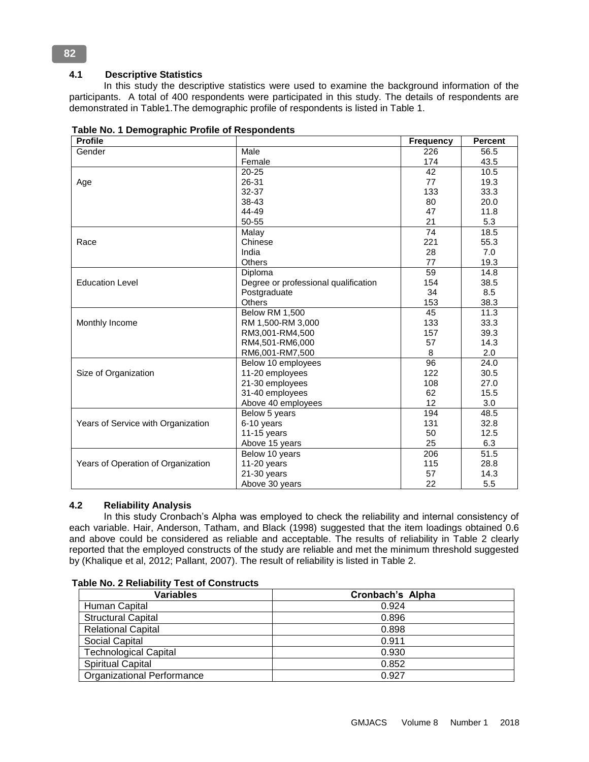### 4.1 Descriptive Statistics

In this study the descriptive statistics were used to examine the background information of the participants. A total of 400 respondents were participated in this study. The details of respondents are demonstrated in Table1.The demographic profile of respondents is listed in Table 1.

**Table No. 1 Demographic Profile of Respondents**

| Profile | | Frequency | Percent |
|---|---|---|---|
| Gender | Male | 226 | 56.5 |
| | Female | 174 | 43.5 |
| Age | 20-25 | 42 | 10.5 |
| | 26-31 | 77 | 19.3 |
| | 32-37 | 133 | 33.3 |
| | 38-43 | 80 | 20.0 |
| | 44-49 | 47 | 11.8 |
| | 50-55 | 21 | 5.3 |
| Race | Malay | 74 | 18.5 |
| | Chinese | 221 | 55.3 |
| | India | 28 | 7.0 |
| | Others | 77 | 19.3 |
| Education Level | Diploma | 59 | 14.8 |
| | Degree or professional qualification | 154 | 38.5 |
| | Postgraduate | 34 | 8.5 |
| | Others | 153 | 38.3 |
| Monthly Income | Below RM 1,500 | 45 | 11.3 |
| | RM 1,500-RM 3,000 | 133 | 33.3 |
| | RM3,001-RM4,500 | 157 | 39.3 |
| | RM4,501-RM6,000 | 57 | 14.3 |
| | RM6,001-RM7,500 | 8 | 2.0 |
| Size of Organization | Below 10 employees | 96 | 24.0 |
| | 11-20 employees | 122 | 30.5 |
| | 21-30 employees | 108 | 27.0 |
| | 31-40 employees | 62 | 15.5 |
| | Above 40 employees | 12 | 3.0 |
| Years of Service with Organization | Below 5 years | 194 | 48.5 |
| | 6-10 years | 131 | 32.8 |
| | 11-15 years | 50 | 12.5 |
| | Above 15 years | 25 | 6.3 |
| Years of Operation of Organization | Below 10 years | 206 | 51.5 |
| | 11-20 years | 115 | 28.8 |
| | 21-30 years | 57 | 14.3 |
| | Above 30 years | 22 | 5.5 |

### 4.2 Reliability Analysis

In this study Cronbach's Alpha was employed to check the reliability and internal consistency of each variable. Hair, Anderson, Tatham, and Black (1998) suggested that the item loadings obtained 0.6 and above could be considered as reliable and acceptable. The results of reliability in Table 2 clearly reported that the employed constructs of the study are reliable and met the minimum threshold suggested by (Khalique et al, 2012; Pallant, 2007). The result of reliability is listed in Table 2.

**Table No. 2 Reliability Test of Constructs**

| Variables | Cronbach's Alpha |
|---|---|
| Human Capital | 0.924 |
| Structural Capital | 0.896 |
| Relational Capital | 0.898 |
| Social Capital | 0.911 |
| Technological Capital | 0.930 |
| Spiritual Capital | 0.852 |
| Organizational Performance | 0.927 |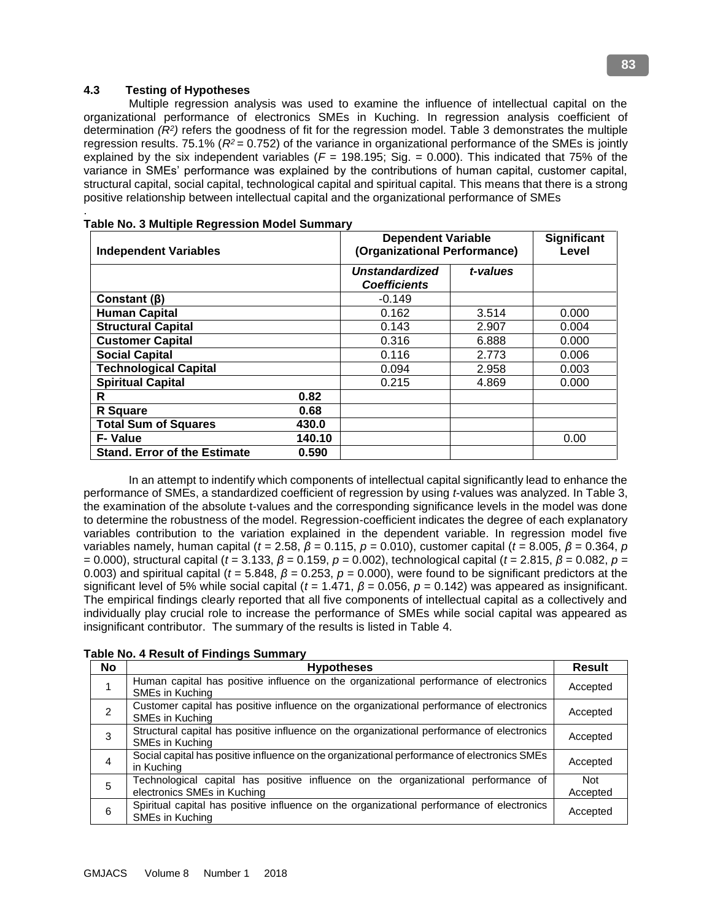### 4.3 Testing of Hypotheses

Multiple regression analysis was used to examine the influence of intellectual capital on the organizational performance of electronics SMEs in Kuching. In regression analysis coefficient of determination *($R^2$)* refers the goodness of fit for the regression model. Table 3 demonstrates the multiple regression results. 75.1% ($R^2$ = 0.752) of the variance in organizational performance of the SMEs is jointly explained by the six independent variables (*F* = 198.195; Sig. = 0.000). This indicated that 75% of the variance in SMEs' performance was explained by the contributions of human capital, customer capital, structural capital, social capital, technological capital and spiritual capital. This means that there is a strong positive relationship between intellectual capital and the organizational performance of SMEs

.

**Table No. 3 Multiple Regression Model Summary**

| **Independent Variables** | | **Dependent Variable (Organizational Performance)** | | **Significant Level** |
|---|---|---|---|---|
| | | ***Unstandardized Coefficients*** | ***t-values*** | |
| **Constant (β)** | | -0.149 | | |
| **Human Capital** | | 0.162 | 3.514 | 0.000 |
| **Structural Capital** | | 0.143 | 2.907 | 0.004 |
| **Customer Capital** | | 0.316 | 6.888 | 0.000 |
| **Social Capital** | | 0.116 | 2.773 | 0.006 |
| **Technological Capital** | | 0.094 | 2.958 | 0.003 |
| **Spiritual Capital** | | 0.215 | 4.869 | 0.000 |
| **R** | **0.82** | | | |
| **R Square** | **0.68** | | | |
| **Total Sum of Squares** | **430.0** | | | |
| **F- Value** | **140.10** | | | 0.00 |
| **Stand. Error of the Estimate** | **0.590** | | | |

In an attempt to indentify which components of intellectual capital significantly lead to enhance the performance of SMEs, a standardized coefficient of regression by using *t*-values was analyzed. In Table 3, the examination of the absolute t-values and the corresponding significance levels in the model was done to determine the robustness of the model. Regression-coefficient indicates the degree of each explanatory variables contribution to the variation explained in the dependent variable. In regression model five variables namely, human capital ($t$ = 2.58, $\beta$ = 0.115, $p$ = 0.010), customer capital ($t$ = 8.005, $\beta$ = 0.364, $p$ = 0.000), structural capital ($t$ = 3.133, $\beta$ = 0.159, $p$ = 0.002), technological capital ($t$ = 2.815, $\beta$ = 0.082, $p$ = 0.003) and spiritual capital ($t$ = 5.848, $\beta$ = 0.253, $p$ = 0.000), were found to be significant predictors at the significant level of 5% while social capital ($t$ = 1.471, $\beta$ = 0.056, $p$ = 0.142) was appeared as insignificant. The empirical findings clearly reported that all five components of intellectual capital as a collectively and individually play crucial role to increase the performance of SMEs while social capital was appeared as insignificant contributor. The summary of the results is listed in Table 4.

**Table No. 4 Result of Findings Summary**

| No | Hypotheses | Result |
|---|---|---|
| 1 | Human capital has positive influence on the organizational performance of electronics SMEs in Kuching | Accepted |
| 2 | Customer capital has positive influence on the organizational performance of electronics SMEs in Kuching | Accepted |
| 3 | Structural capital has positive influence on the organizational performance of electronics SMEs in Kuching | Accepted |
| 4 | Social capital has positive influence on the organizational performance of electronics SMEs in Kuching | Accepted |
| 5 | Technological capital has positive influence on the organizational performance of electronics SMEs in Kuching | Not Accepted |
| 6 | Spiritual capital has positive influence on the organizational performance of electronics SMEs in Kuching | Accepted |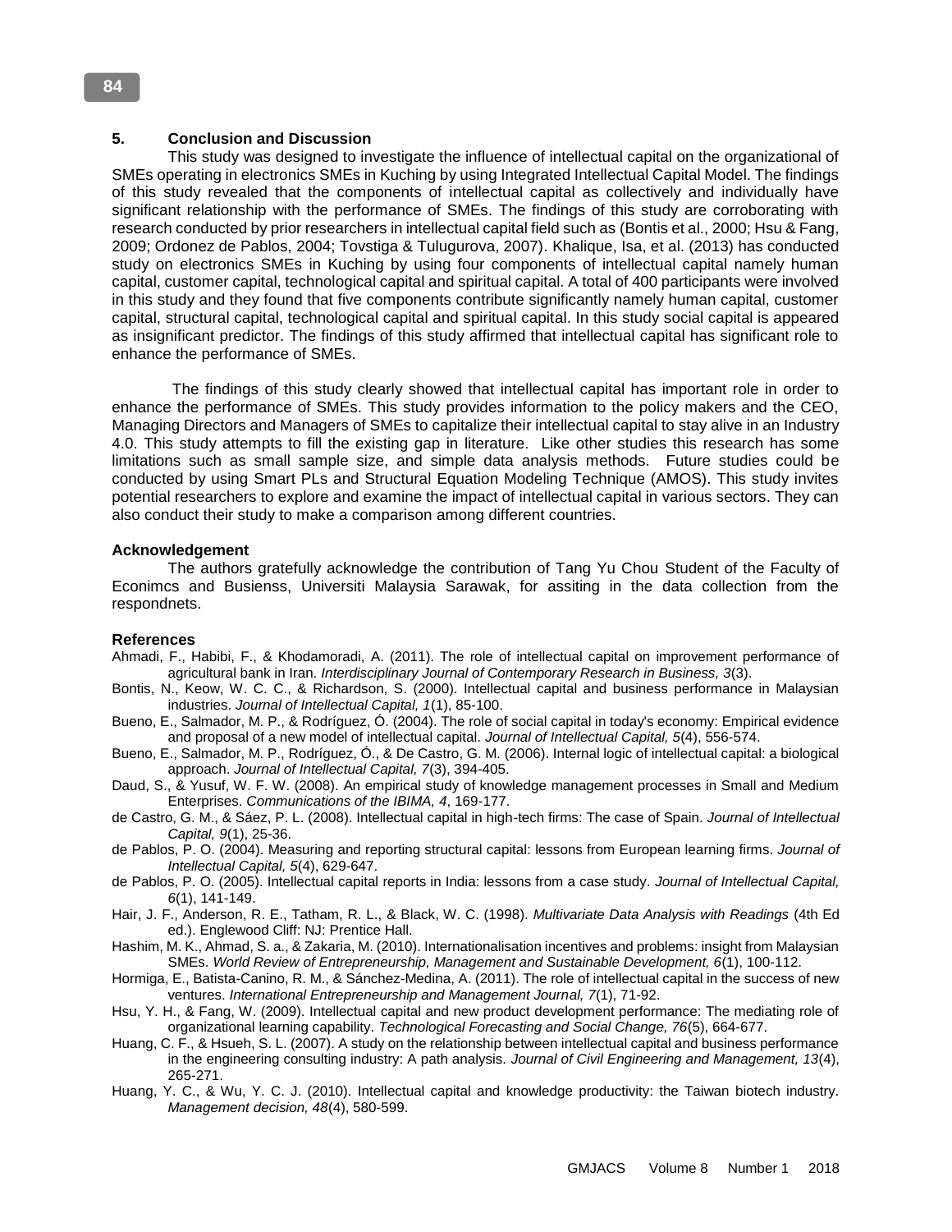## 5. Conclusion and Discussion

This study was designed to investigate the influence of intellectual capital on the organizational of SMEs operating in electronics SMEs in Kuching by using Integrated Intellectual Capital Model. The findings of this study revealed that the components of intellectual capital as collectively and individually have significant relationship with the performance of SMEs. The findings of this study are corroborating with research conducted by prior researchers in intellectual capital field such as (Bontis et al., 2000; Hsu & Fang, 2009; Ordonez de Pablos, 2004; Tovstiga & Tulugurova, 2007). Khalique, Isa, et al. (2013) has conducted study on electronics SMEs in Kuching by using four components of intellectual capital namely human capital, customer capital, technological capital and spiritual capital. A total of 400 participants were involved in this study and they found that five components contribute significantly namely human capital, customer capital, structural capital, technological capital and spiritual capital. In this study social capital is appeared as insignificant predictor. The findings of this study affirmed that intellectual capital has significant role to enhance the performance of SMEs.

The findings of this study clearly showed that intellectual capital has important role in order to enhance the performance of SMEs. This study provides information to the policy makers and the CEO, Managing Directors and Managers of SMEs to capitalize their intellectual capital to stay alive in an Industry 4.0. This study attempts to fill the existing gap in literature. Like other studies this research has some limitations such as small sample size, and simple data analysis methods. Future studies could be conducted by using Smart PLs and Structural Equation Modeling Technique (AMOS). This study invites potential researchers to explore and examine the impact of intellectual capital in various sectors. They can also conduct their study to make a comparison among different countries.

### Acknowledgement

The authors gratefully acknowledge the contribution of Tang Yu Chou Student of the Faculty of Econimcs and Busienss, Universiti Malaysia Sarawak, for assiting in the data collection from the respondnets.

### References

Ahmadi, F., Habibi, F., & Khodamoradi, A. (2011). The role of intellectual capital on improvement performance of agricultural bank in Iran. *Interdisciplinary Journal of Contemporary Research in Business, 3*(3).

Bontis, N., Keow, W. C. C., & Richardson, S. (2000). Intellectual capital and business performance in Malaysian industries. *Journal of Intellectual Capital, 1*(1), 85-100.

Bueno, E., Salmador, M. P., & Rodríguez, Ó. (2004). The role of social capital in today's economy: Empirical evidence and proposal of a new model of intellectual capital. *Journal of Intellectual Capital, 5*(4), 556-574.

Bueno, E., Salmador, M. P., Rodríguez, Ó., & De Castro, G. M. (2006). Internal logic of intellectual capital: a biological approach. *Journal of Intellectual Capital, 7*(3), 394-405.

Daud, S., & Yusuf, W. F. W. (2008). An empirical study of knowledge management processes in Small and Medium Enterprises. *Communications of the IBIMA, 4*, 169-177.

de Castro, G. M., & Sáez, P. L. (2008). Intellectual capital in high-tech firms: The case of Spain. *Journal of Intellectual Capital, 9*(1), 25-36.

de Pablos, P. O. (2004). Measuring and reporting structural capital: lessons from European learning firms. *Journal of Intellectual Capital, 5*(4), 629-647.

de Pablos, P. O. (2005). Intellectual capital reports in India: lessons from a case study. *Journal of Intellectual Capital, 6*(1), 141-149.

Hair, J. F., Anderson, R. E., Tatham, R. L., & Black, W. C. (1998). *Multivariate Data Analysis with Readings* (4th Ed ed.). Englewood Cliff: NJ: Prentice Hall.

Hashim, M. K., Ahmad, S. a., & Zakaria, M. (2010). Internationalisation incentives and problems: insight from Malaysian SMEs. *World Review of Entrepreneurship, Management and Sustainable Development, 6*(1), 100-112.

Hormiga, E., Batista-Canino, R. M., & Sánchez-Medina, A. (2011). The role of intellectual capital in the success of new ventures. *International Entrepreneurship and Management Journal, 7*(1), 71-92.

Hsu, Y. H., & Fang, W. (2009). Intellectual capital and new product development performance: The mediating role of organizational learning capability. *Technological Forecasting and Social Change, 76*(5), 664-677.

Huang, C. F., & Hsueh, S. L. (2007). A study on the relationship between intellectual capital and business performance in the engineering consulting industry: A path analysis. *Journal of Civil Engineering and Management, 13*(4), 265-271.

Huang, Y. C., & Wu, Y. C. J. (2010). Intellectual capital and knowledge productivity: the Taiwan biotech industry. *Management decision, 48*(4), 580-599.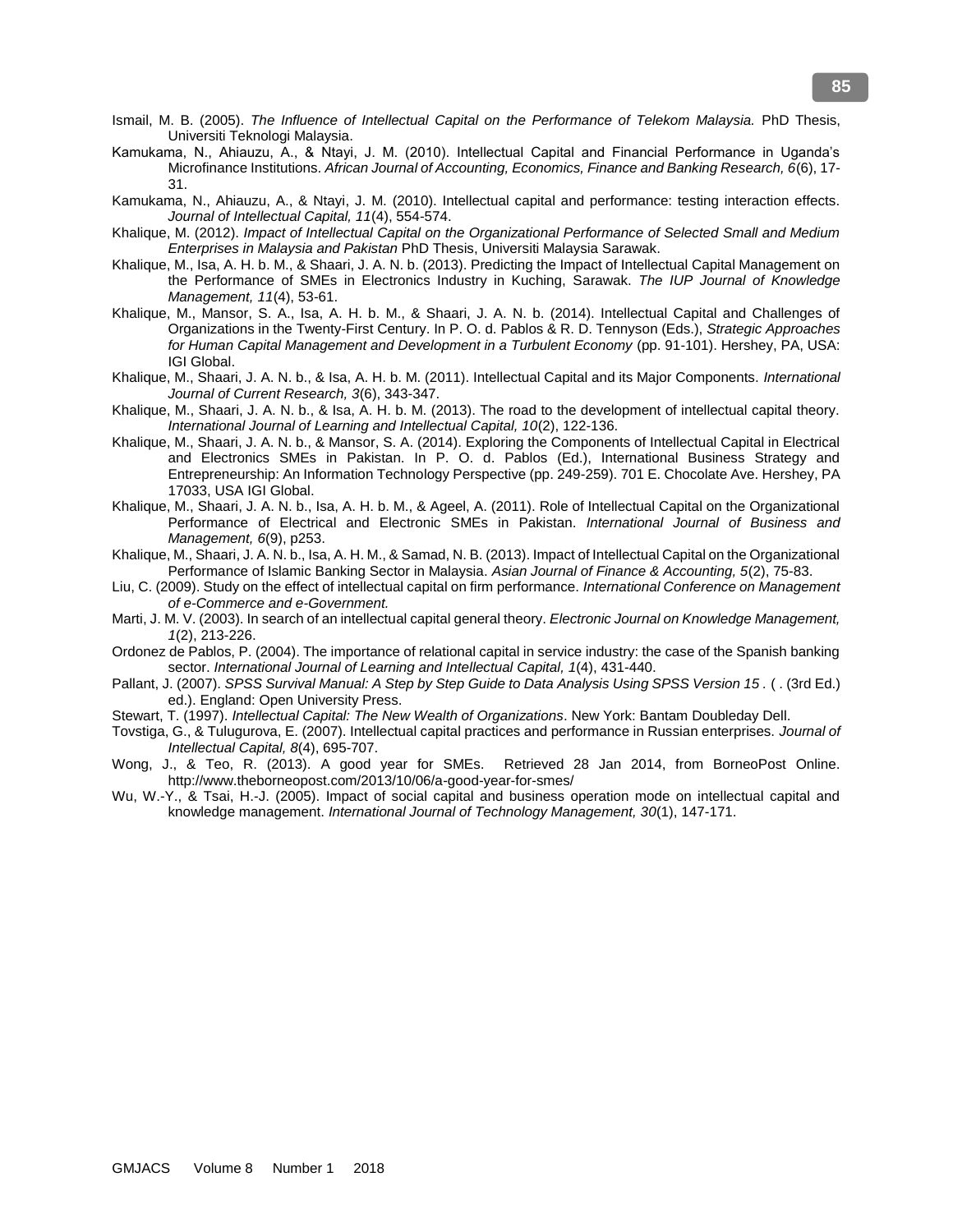Ismail, M. B. (2005). *The Influence of Intellectual Capital on the Performance of Telekom Malaysia.* PhD Thesis, Universiti Teknologi Malaysia.

Kamukama, N., Ahiauzu, A., & Ntayi, J. M. (2010). Intellectual Capital and Financial Performance in Uganda's Microfinance Institutions. *African Journal of Accounting, Economics, Finance and Banking Research, 6*(6), 17-31.

Kamukama, N., Ahiauzu, A., & Ntayi, J. M. (2010). Intellectual capital and performance: testing interaction effects. *Journal of Intellectual Capital, 11*(4), 554-574.

Khalique, M. (2012). *Impact of Intellectual Capital on the Organizational Performance of Selected Small and Medium Enterprises in Malaysia and Pakistan* PhD Thesis, Universiti Malaysia Sarawak.

Khalique, M., Isa, A. H. b. M., & Shaari, J. A. N. b. (2013). Predicting the Impact of Intellectual Capital Management on the Performance of SMEs in Electronics Industry in Kuching, Sarawak. *The IUP Journal of Knowledge Management, 11*(4), 53-61.

Khalique, M., Mansor, S. A., Isa, A. H. b. M., & Shaari, J. A. N. b. (2014). Intellectual Capital and Challenges of Organizations in the Twenty-First Century. In P. O. d. Pablos & R. D. Tennyson (Eds.), *Strategic Approaches for Human Capital Management and Development in a Turbulent Economy* (pp. 91-101). Hershey, PA, USA: IGI Global.

Khalique, M., Shaari, J. A. N. b., & Isa, A. H. b. M. (2011). Intellectual Capital and its Major Components. *International Journal of Current Research, 3*(6), 343-347.

Khalique, M., Shaari, J. A. N. b., & Isa, A. H. b. M. (2013). The road to the development of intellectual capital theory. *International Journal of Learning and Intellectual Capital, 10*(2), 122-136.

Khalique, M., Shaari, J. A. N. b., & Mansor, S. A. (2014). Exploring the Components of Intellectual Capital in Electrical and Electronics SMEs in Pakistan. In P. O. d. Pablos (Ed.), International Business Strategy and Entrepreneurship: An Information Technology Perspective (pp. 249-259). 701 E. Chocolate Ave. Hershey, PA 17033, USA IGI Global.

Khalique, M., Shaari, J. A. N. b., Isa, A. H. b. M., & Ageel, A. (2011). Role of Intellectual Capital on the Organizational Performance of Electrical and Electronic SMEs in Pakistan. *International Journal of Business and Management, 6*(9), p253.

Khalique, M., Shaari, J. A. N. b., Isa, A. H. M., & Samad, N. B. (2013). Impact of Intellectual Capital on the Organizational Performance of Islamic Banking Sector in Malaysia. *Asian Journal of Finance & Accounting, 5*(2), 75-83.

Liu, C. (2009). Study on the effect of intellectual capital on firm performance. *International Conference on Management of e-Commerce and e-Government.*

Marti, J. M. V. (2003). In search of an intellectual capital general theory. *Electronic Journal on Knowledge Management, 1*(2), 213-226.

Ordonez de Pablos, P. (2004). The importance of relational capital in service industry: the case of the Spanish banking sector. *International Journal of Learning and Intellectual Capital, 1*(4), 431-440.

Pallant, J. (2007). *SPSS Survival Manual: A Step by Step Guide to Data Analysis Using SPSS Version 15* . ( . (3rd Ed.) ed.). England: Open University Press.

Stewart, T. (1997). *Intellectual Capital: The New Wealth of Organizations*. New York: Bantam Doubleday Dell.

Tovstiga, G., & Tulugurova, E. (2007). Intellectual capital practices and performance in Russian enterprises. *Journal of Intellectual Capital, 8*(4), 695-707.

Wong, J., & Teo, R. (2013). A good year for SMEs. Retrieved 28 Jan 2014, from BorneoPost Online. http://www.theborneopost.com/2013/10/06/a-good-year-for-smes/

Wu, W.-Y., & Tsai, H.-J. (2005). Impact of social capital and business operation mode on intellectual capital and knowledge management. *International Journal of Technology Management, 30*(1), 147-171.